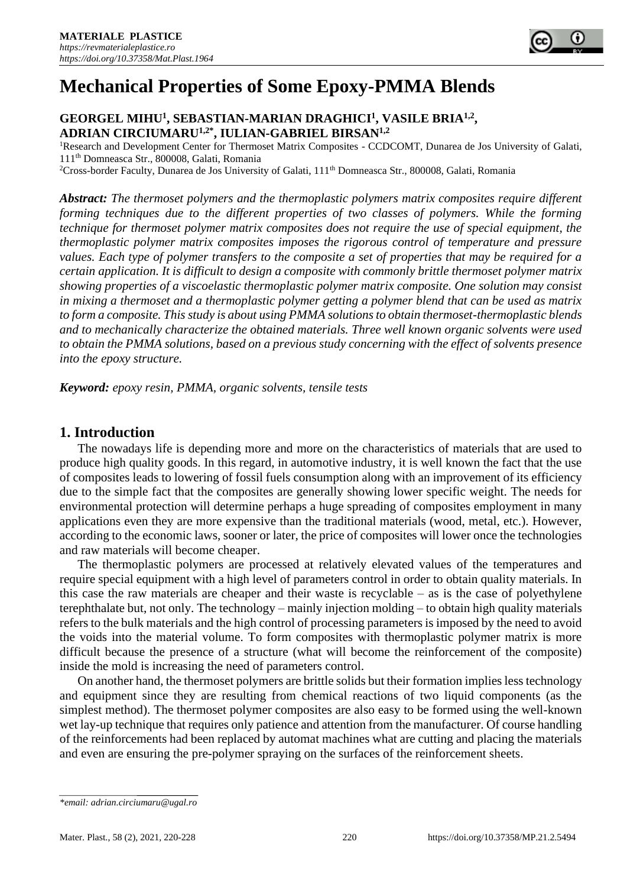# Mechanical Properties of Some Epoxy-PMMA Blends

**GEORGEL MIHU[1], SEBASTIAN-MARIAN DRAGHICI[1], VASILE BRIA[1,2], ADRIAN CIRCIUMARU[1,2*], IULIAN-GABRIEL BIRSAN[1,2]**

[1]Research and Development Center for Thermoset Matrix Composites - CCDCOMT, Dunarea de Jos University of Galati, 111th Domneasca Str., 800008, Galati, Romania

[2]Cross-border Faculty, Dunarea de Jos University of Galati, 111th Domneasca Str., 800008, Galati, Romania

***Abstract:*** *The thermoset polymers and the thermoplastic polymers matrix composites require different forming techniques due to the different properties of two classes of polymers. While the forming technique for thermoset polymer matrix composites does not require the use of special equipment, the thermoplastic polymer matrix composites imposes the rigorous control of temperature and pressure values. Each type of polymer transfers to the composite a set of properties that may be required for a certain application. It is difficult to design a composite with commonly brittle thermoset polymer matrix showing properties of a viscoelastic thermoplastic polymer matrix composite. One solution may consist in mixing a thermoset and a thermoplastic polymer getting a polymer blend that can be used as matrix to form a composite. This study is about using PMMA solutions to obtain thermoset-thermoplastic blends and to mechanically characterize the obtained materials. Three well known organic solvents were used to obtain the PMMA solutions, based on a previous study concerning with the effect of solvents presence into the epoxy structure.*

***Keyword:*** *epoxy resin, PMMA, organic solvents, tensile tests*

## 1. Introduction

The nowadays life is depending more and more on the characteristics of materials that are used to produce high quality goods. In this regard, in automotive industry, it is well known the fact that the use of composites leads to lowering of fossil fuels consumption along with an improvement of its efficiency due to the simple fact that the composites are generally showing lower specific weight. The needs for environmental protection will determine perhaps a huge spreading of composites employment in many applications even they are more expensive than the traditional materials (wood, metal, etc.). However, according to the economic laws, sooner or later, the price of composites will lower once the technologies and raw materials will become cheaper.

The thermoplastic polymers are processed at relatively elevated values of the temperatures and require special equipment with a high level of parameters control in order to obtain quality materials. In this case the raw materials are cheaper and their waste is recyclable – as is the case of polyethylene terephthalate but, not only. The technology – mainly injection molding – to obtain high quality materials refers to the bulk materials and the high control of processing parameters is imposed by the need to avoid the voids into the material volume. To form composites with thermoplastic polymer matrix is more difficult because the presence of a structure (what will become the reinforcement of the composite) inside the mold is increasing the need of parameters control.

On another hand, the thermoset polymers are brittle solids but their formation implies less technology and equipment since they are resulting from chemical reactions of two liquid components (as the simplest method). The thermoset polymer composites are also easy to be formed using the well-known wet lay-up technique that requires only patience and attention from the manufacturer. Of course handling of the reinforcements had been replaced by automat machines what are cutting and placing the materials and even are ensuring the pre-polymer spraying on the surfaces of the reinforcement sheets.

*\*email: adrian.circiumaru@ugal.ro*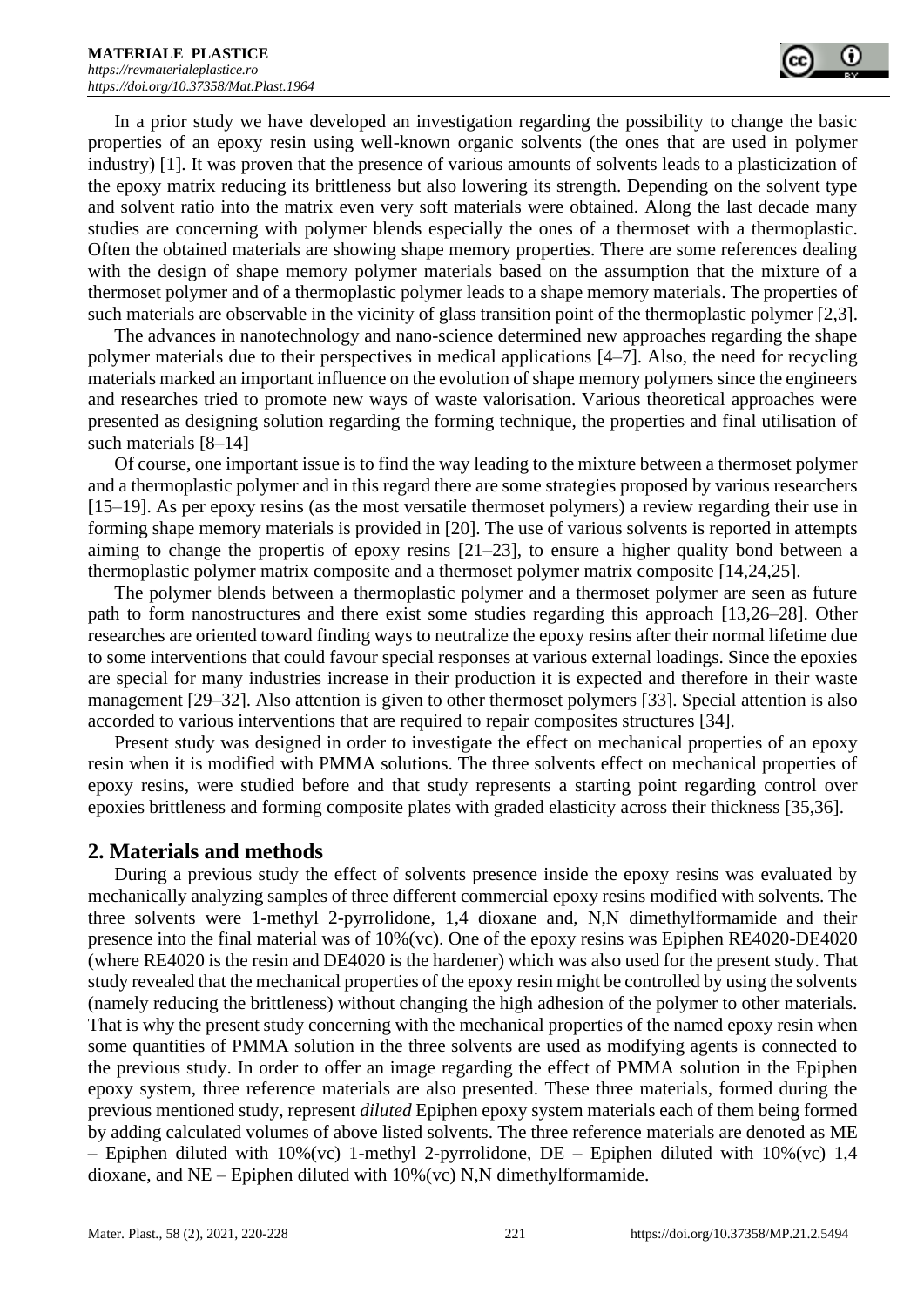In a prior study we have developed an investigation regarding the possibility to change the basic properties of an epoxy resin using well-known organic solvents (the ones that are used in polymer industry) [1]. It was proven that the presence of various amounts of solvents leads to a plasticization of the epoxy matrix reducing its brittleness but also lowering its strength. Depending on the solvent type and solvent ratio into the matrix even very soft materials were obtained. Along the last decade many studies are concerning with polymer blends especially the ones of a thermoset with a thermoplastic. Often the obtained materials are showing shape memory properties. There are some references dealing with the design of shape memory polymer materials based on the assumption that the mixture of a thermoset polymer and of a thermoplastic polymer leads to a shape memory materials. The properties of such materials are observable in the vicinity of glass transition point of the thermoplastic polymer [2,3].

The advances in nanotechnology and nano-science determined new approaches regarding the shape polymer materials due to their perspectives in medical applications [4–7]. Also, the need for recycling materials marked an important influence on the evolution of shape memory polymers since the engineers and researches tried to promote new ways of waste valorisation. Various theoretical approaches were presented as designing solution regarding the forming technique, the properties and final utilisation of such materials [8–14]

Of course, one important issue is to find the way leading to the mixture between a thermoset polymer and a thermoplastic polymer and in this regard there are some strategies proposed by various researchers [15–19]. As per epoxy resins (as the most versatile thermoset polymers) a review regarding their use in forming shape memory materials is provided in [20]. The use of various solvents is reported in attempts aiming to change the propertis of epoxy resins [21–23], to ensure a higher quality bond between a thermoplastic polymer matrix composite and a thermoset polymer matrix composite [14,24,25].

The polymer blends between a thermoplastic polymer and a thermoset polymer are seen as future path to form nanostructures and there exist some studies regarding this approach [13,26–28]. Other researches are oriented toward finding ways to neutralize the epoxy resins after their normal lifetime due to some interventions that could favour special responses at various external loadings. Since the epoxies are special for many industries increase in their production it is expected and therefore in their waste management [29–32]. Also attention is given to other thermoset polymers [33]. Special attention is also accorded to various interventions that are required to repair composites structures [34].

Present study was designed in order to investigate the effect on mechanical properties of an epoxy resin when it is modified with PMMA solutions. The three solvents effect on mechanical properties of epoxy resins, were studied before and that study represents a starting point regarding control over epoxies brittleness and forming composite plates with graded elasticity across their thickness [35,36].

## 2. Materials and methods

During a previous study the effect of solvents presence inside the epoxy resins was evaluated by mechanically analyzing samples of three different commercial epoxy resins modified with solvents. The three solvents were 1-methyl 2-pyrrolidone, 1,4 dioxane and, N,N dimethylformamide and their presence into the final material was of 10%(vc). One of the epoxy resins was Epiphen RE4020-DE4020 (where RE4020 is the resin and DE4020 is the hardener) which was also used for the present study. That study revealed that the mechanical properties of the epoxy resin might be controlled by using the solvents (namely reducing the brittleness) without changing the high adhesion of the polymer to other materials. That is why the present study concerning with the mechanical properties of the named epoxy resin when some quantities of PMMA solution in the three solvents are used as modifying agents is connected to the previous study. In order to offer an image regarding the effect of PMMA solution in the Epiphen epoxy system, three reference materials are also presented. These three materials, formed during the previous mentioned study, represent *diluted* Epiphen epoxy system materials each of them being formed by adding calculated volumes of above listed solvents. The three reference materials are denoted as ME – Epiphen diluted with 10%(vc) 1-methyl 2-pyrrolidone, DE – Epiphen diluted with 10%(vc) 1,4 dioxane, and NE – Epiphen diluted with 10%(vc) N,N dimethylformamide.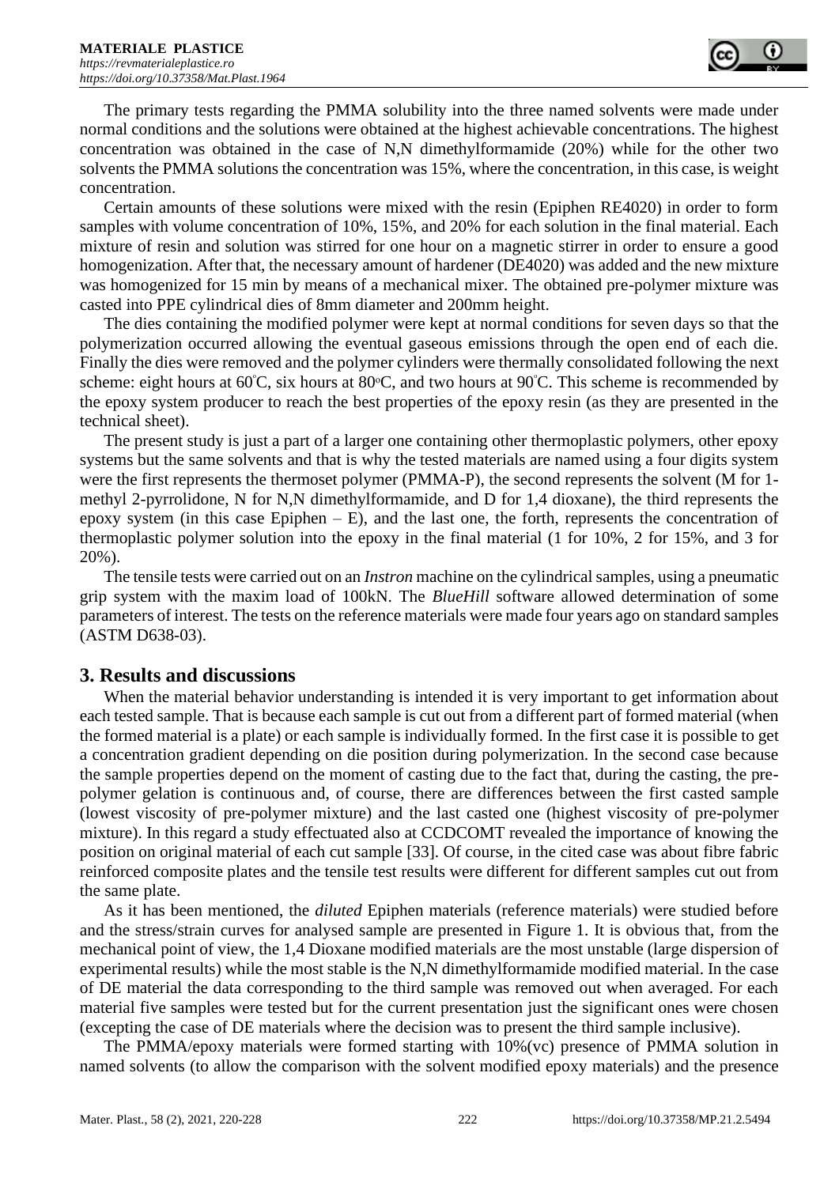The primary tests regarding the PMMA solubility into the three named solvents were made under normal conditions and the solutions were obtained at the highest achievable concentrations. The highest concentration was obtained in the case of N,N dimethylformamide (20%) while for the other two solvents the PMMA solutions the concentration was 15%, where the concentration, in this case, is weight concentration.

Certain amounts of these solutions were mixed with the resin (Epiphen RE4020) in order to form samples with volume concentration of 10%, 15%, and 20% for each solution in the final material. Each mixture of resin and solution was stirred for one hour on a magnetic stirrer in order to ensure a good homogenization. After that, the necessary amount of hardener (DE4020) was added and the new mixture was homogenized for 15 min by means of a mechanical mixer. The obtained pre-polymer mixture was casted into PPE cylindrical dies of 8mm diameter and 200mm height.

The dies containing the modified polymer were kept at normal conditions for seven days so that the polymerization occurred allowing the eventual gaseous emissions through the open end of each die. Finally the dies were removed and the polymer cylinders were thermally consolidated following the next scheme: eight hours at 60°C, six hours at 80°C, and two hours at 90°C. This scheme is recommended by the epoxy system producer to reach the best properties of the epoxy resin (as they are presented in the technical sheet).

The present study is just a part of a larger one containing other thermoplastic polymers, other epoxy systems but the same solvents and that is why the tested materials are named using a four digits system were the first represents the thermoset polymer (PMMA-P), the second represents the solvent (M for 1-methyl 2-pyrrolidone, N for N,N dimethylformamide, and D for 1,4 dioxane), the third represents the epoxy system (in this case Epiphen – E), and the last one, the forth, represents the concentration of thermoplastic polymer solution into the epoxy in the final material (1 for 10%, 2 for 15%, and 3 for 20%).

The tensile tests were carried out on an *Instron* machine on the cylindrical samples, using a pneumatic grip system with the maxim load of 100kN. The *BlueHill* software allowed determination of some parameters of interest. The tests on the reference materials were made four years ago on standard samples (ASTM D638-03).

## 3. Results and discussions

When the material behavior understanding is intended it is very important to get information about each tested sample. That is because each sample is cut out from a different part of formed material (when the formed material is a plate) or each sample is individually formed. In the first case it is possible to get a concentration gradient depending on die position during polymerization. In the second case because the sample properties depend on the moment of casting due to the fact that, during the casting, the pre-polymer gelation is continuous and, of course, there are differences between the first casted sample (lowest viscosity of pre-polymer mixture) and the last casted one (highest viscosity of pre-polymer mixture). In this regard a study effectuated also at CCDCOMT revealed the importance of knowing the position on original material of each cut sample [33]. Of course, in the cited case was about fibre fabric reinforced composite plates and the tensile test results were different for different samples cut out from the same plate.

As it has been mentioned, the *diluted* Epiphen materials (reference materials) were studied before and the stress/strain curves for analysed sample are presented in Figure 1. It is obvious that, from the mechanical point of view, the 1,4 Dioxane modified materials are the most unstable (large dispersion of experimental results) while the most stable is the N,N dimethylformamide modified material. In the case of DE material the data corresponding to the third sample was removed out when averaged. For each material five samples were tested but for the current presentation just the significant ones were chosen (excepting the case of DE materials where the decision was to present the third sample inclusive).

The PMMA/epoxy materials were formed starting with 10%(vc) presence of PMMA solution in named solvents (to allow the comparison with the solvent modified epoxy materials) and the presence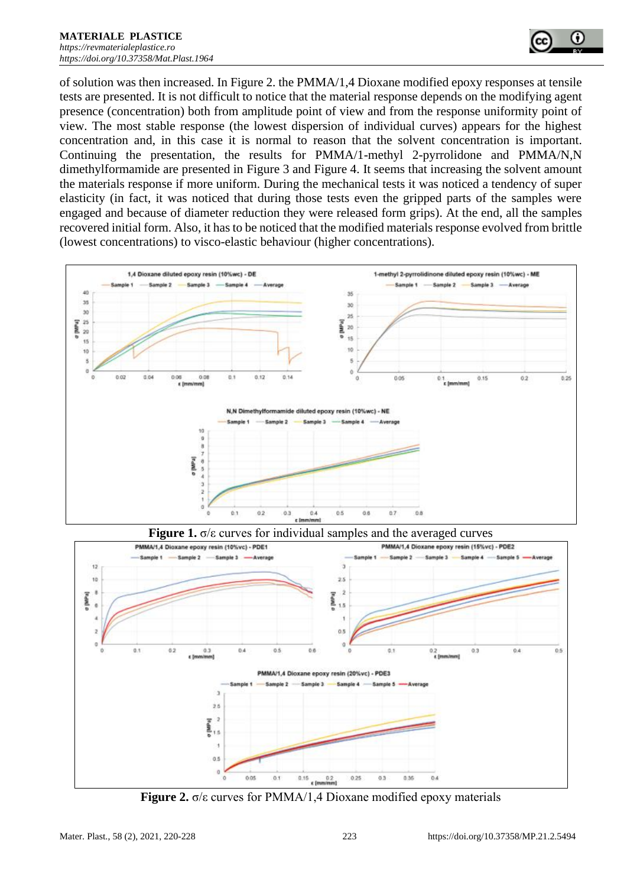of solution was then increased. In Figure 2. the PMMA/1,4 Dioxane modified epoxy responses at tensile tests are presented. It is not difficult to notice that the material response depends on the modifying agent presence (concentration) both from amplitude point of view and from the response uniformity point of view. The most stable response (the lowest dispersion of individual curves) appears for the highest concentration and, in this case it is normal to reason that the solvent concentration is important. Continuing the presentation, the results for PMMA/1-methyl 2-pyrrolidone and PMMA/N,N dimethylformamide are presented in Figure 3 and Figure 4. It seems that increasing the solvent amount the materials response if more uniform. During the mechanical tests it was noticed a tendency of super elasticity (in fact, it was noticed that during those tests even the gripped parts of the samples were engaged and because of diameter reduction they were released form grips). At the end, all the samples recovered initial form. Also, it has to be noticed that the modified materials response evolved from brittle (lowest concentrations) to visco-elastic behaviour (higher concentrations).

**Figure 1.** σ/ε curves for individual samples and the averaged curves

**Figure 2.** σ/ε curves for PMMA/1,4 Dioxane modified epoxy materials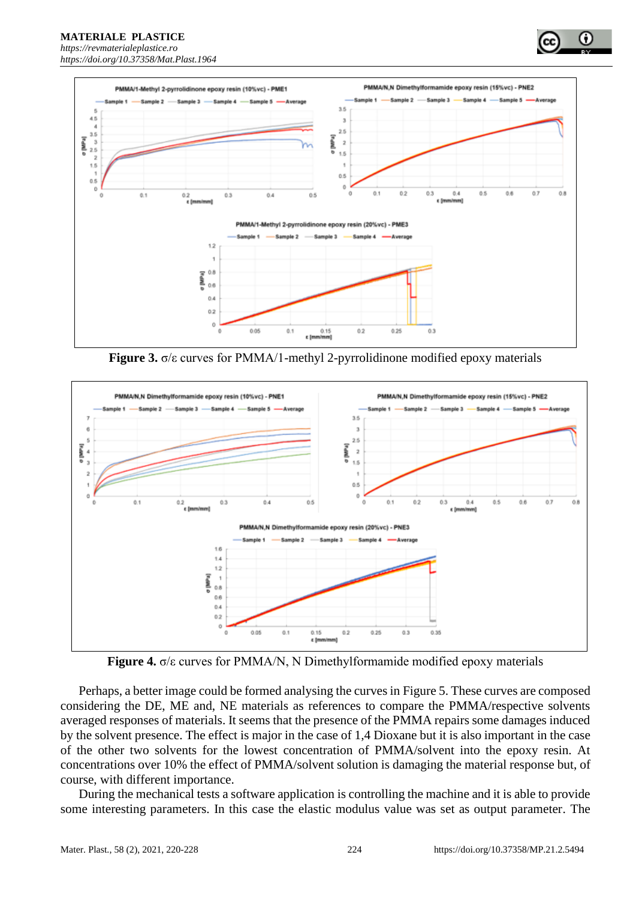**Figure 3.** σ/ε curves for PMMA/1-methyl 2-pyrrolidinone modified epoxy materials

**Figure 4.** σ/ε curves for PMMA/N, N Dimethylformamide modified epoxy materials

Perhaps, a better image could be formed analysing the curves in Figure 5. These curves are composed considering the DE, ME and, NE materials as references to compare the PMMA/respective solvents averaged responses of materials. It seems that the presence of the PMMA repairs some damages induced by the solvent presence. The effect is major in the case of 1,4 Dioxane but it is also important in the case of the other two solvents for the lowest concentration of PMMA/solvent into the epoxy resin. At concentrations over 10% the effect of PMMA/solvent solution is damaging the material response but, of course, with different importance.

During the mechanical tests a software application is controlling the machine and it is able to provide some interesting parameters. In this case the elastic modulus value was set as output parameter. The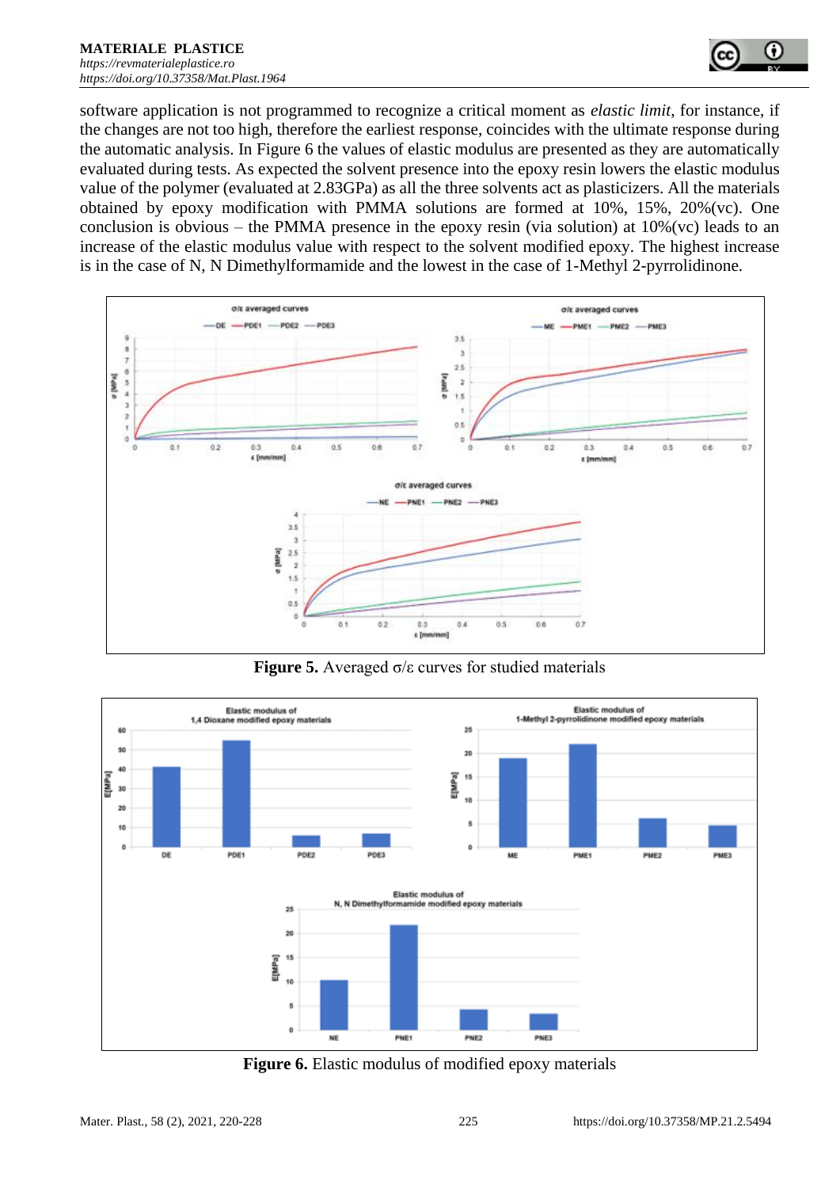software application is not programmed to recognize a critical moment as *elastic limit*, for instance, if the changes are not too high, therefore the earliest response, coincides with the ultimate response during the automatic analysis. In Figure 6 the values of elastic modulus are presented as they are automatically evaluated during tests. As expected the solvent presence into the epoxy resin lowers the elastic modulus value of the polymer (evaluated at 2.83GPa) as all the three solvents act as plasticizers. All the materials obtained by epoxy modification with PMMA solutions are formed at 10%, 15%, 20%(vc). One conclusion is obvious – the PMMA presence in the epoxy resin (via solution) at 10%(vc) leads to an increase of the elastic modulus value with respect to the solvent modified epoxy. The highest increase is in the case of N, N Dimethylformamide and the lowest in the case of 1-Methyl 2-pyrrolidinone.

**Figure 5.** Averaged σ/ε curves for studied materials

**Figure 6.** Elastic modulus of modified epoxy materials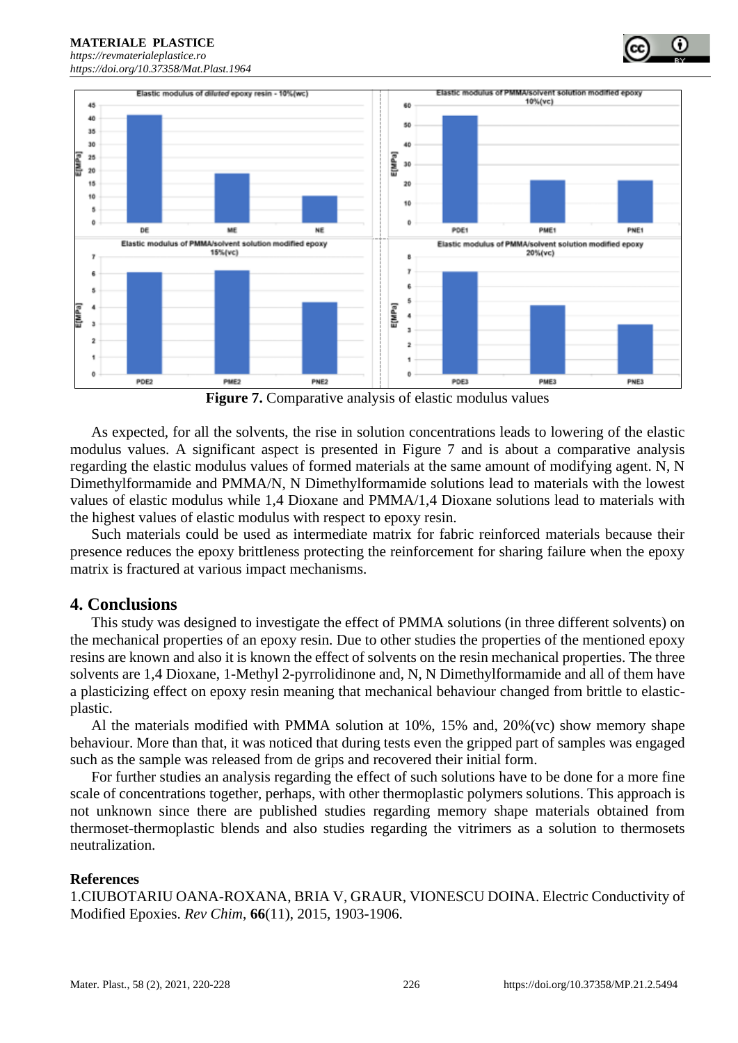**Figure 7.** Comparative analysis of elastic modulus values

As expected, for all the solvents, the rise in solution concentrations leads to lowering of the elastic modulus values. A significant aspect is presented in Figure 7 and is about a comparative analysis regarding the elastic modulus values of formed materials at the same amount of modifying agent. N, N Dimethylformamide and PMMA/N, N Dimethylformamide solutions lead to materials with the lowest values of elastic modulus while 1,4 Dioxane and PMMA/1,4 Dioxane solutions lead to materials with the highest values of elastic modulus with respect to epoxy resin.

Such materials could be used as intermediate matrix for fabric reinforced materials because their presence reduces the epoxy brittleness protecting the reinforcement for sharing failure when the epoxy matrix is fractured at various impact mechanisms.

## 4. Conclusions

This study was designed to investigate the effect of PMMA solutions (in three different solvents) on the mechanical properties of an epoxy resin. Due to other studies the properties of the mentioned epoxy resins are known and also it is known the effect of solvents on the resin mechanical properties. The three solvents are 1,4 Dioxane, 1-Methyl 2-pyrrolidinone and, N, N Dimethylformamide and all of them have a plasticizing effect on epoxy resin meaning that mechanical behaviour changed from brittle to elastic-plastic.

Al the materials modified with PMMA solution at 10%, 15% and, 20%(vc) show memory shape behaviour. More than that, it was noticed that during tests even the gripped part of samples was engaged such as the sample was released from de grips and recovered their initial form.

For further studies an analysis regarding the effect of such solutions have to be done for a more fine scale of concentrations together, perhaps, with other thermoplastic polymers solutions. This approach is not unknown since there are published studies regarding memory shape materials obtained from thermoset-thermoplastic blends and also studies regarding the vitrimers as a solution to thermosets neutralization.

**References**

1.CIUBOTARIU OANA-ROXANA, BRIA V, GRAUR, VIONESCU DOINA. Electric Conductivity of Modified Epoxies. *Rev Chim*, **66**(11), 2015, 1903-1906.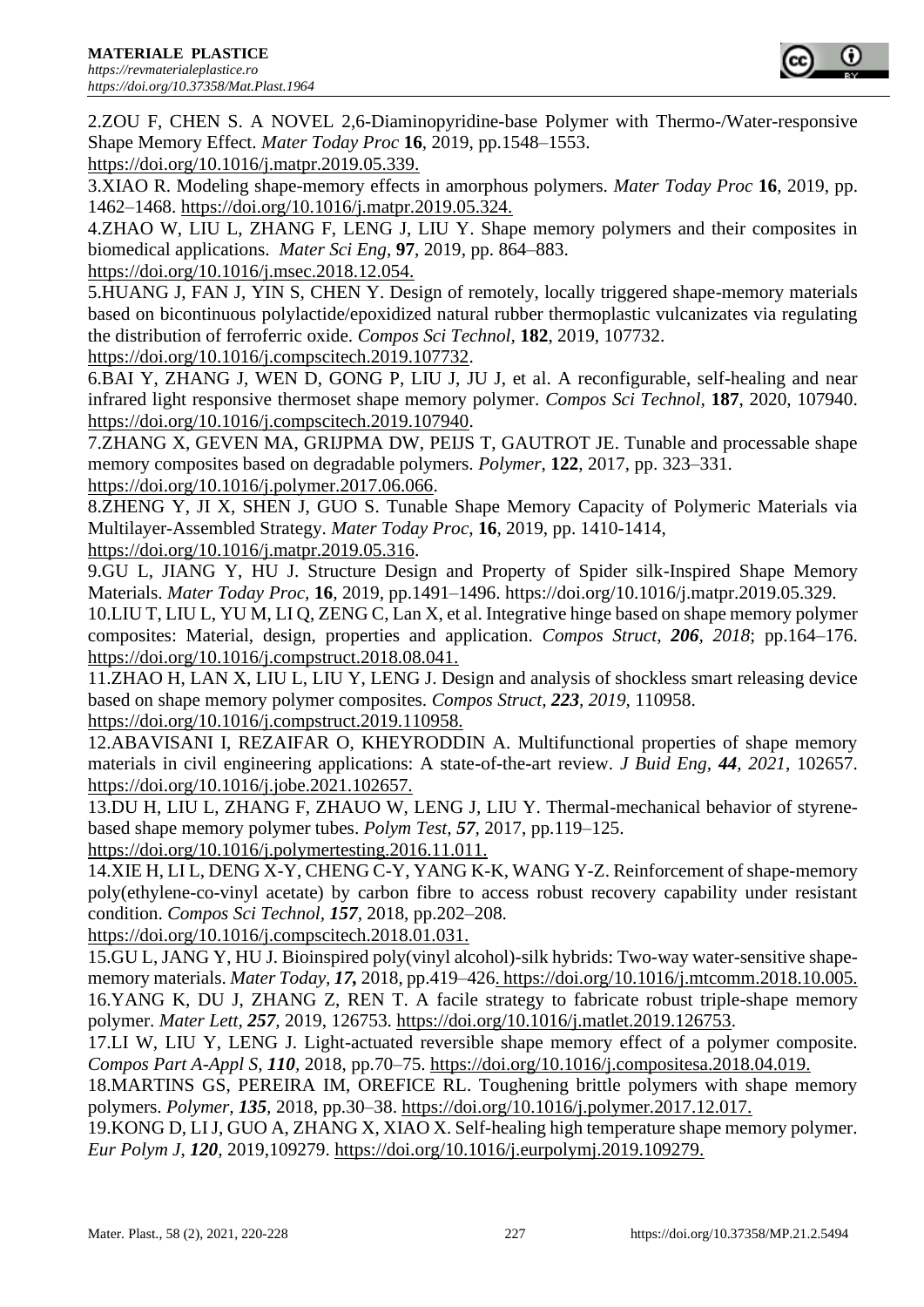2.ZOU F, CHEN S. A NOVEL 2,6-Diaminopyridine-base Polymer with Thermo-/Water-responsive Shape Memory Effect. *Mater Today Proc* **16**, 2019, pp.1548–1553. https://doi.org/10.1016/j.matpr.2019.05.339.

3.XIAO R. Modeling shape-memory effects in amorphous polymers. *Mater Today Proc* **16**, 2019, pp. 1462–1468. https://doi.org/10.1016/j.matpr.2019.05.324.

4.ZHAO W, LIU L, ZHANG F, LENG J, LIU Y. Shape memory polymers and their composites in biomedical applications. *Mater Sci Eng*, **97**, 2019, pp. 864–883. https://doi.org/10.1016/j.msec.2018.12.054.

5.HUANG J, FAN J, YIN S, CHEN Y. Design of remotely, locally triggered shape-memory materials based on bicontinuous polylactide/epoxidized natural rubber thermoplastic vulcanizates via regulating the distribution of ferroferric oxide. *Compos Sci Technol*, **182**, 2019, 107732. https://doi.org/10.1016/j.compscitech.2019.107732.

6.BAI Y, ZHANG J, WEN D, GONG P, LIU J, JU J, et al. A reconfigurable, self-healing and near infrared light responsive thermoset shape memory polymer. *Compos Sci Technol*, **187**, 2020, 107940. https://doi.org/10.1016/j.compscitech.2019.107940.

7.ZHANG X, GEVEN MA, GRIJPMA DW, PEIJS T, GAUTROT JE. Tunable and processable shape memory composites based on degradable polymers. *Polymer*, **122**, 2017, pp. 323–331. https://doi.org/10.1016/j.polymer.2017.06.066.

8.ZHENG Y, JI X, SHEN J, GUO S. Tunable Shape Memory Capacity of Polymeric Materials via Multilayer-Assembled Strategy. *Mater Today Proc*, **16**, 2019, pp. 1410-1414, https://doi.org/10.1016/j.matpr.2019.05.316.

9.GU L, JIANG Y, HU J. Structure Design and Property of Spider silk-Inspired Shape Memory Materials. *Mater Today Proc*, **16**, 2019, pp.1491–1496. https://doi.org/10.1016/j.matpr.2019.05.329.

10.LIU T, LIU L, YU M, LI Q, ZENG C, Lan X, et al. Integrative hinge based on shape memory polymer composites: Material, design, properties and application. *Compos Struct*, ***206**, 2018*; pp.164–176. https://doi.org/10.1016/j.compstruct.2018.08.041.

11.ZHAO H, LAN X, LIU L, LIU Y, LENG J. Design and analysis of shockless smart releasing device based on shape memory polymer composites. *Compos Struct*, ***223**, 2019*, 110958. https://doi.org/10.1016/j.compstruct.2019.110958.

12.ABAVISANI I, REZAIFAR O, KHEYRODDIN A. Multifunctional properties of shape memory materials in civil engineering applications: A state-of-the-art review. *J Buid Eng*, ***44**, 2021*, 102657. https://doi.org/10.1016/j.jobe.2021.102657.

13.DU H, LIU L, ZHANG F, ZHAUO W, LENG J, LIU Y. Thermal-mechanical behavior of styrene-based shape memory polymer tubes. *Polym Test*, ***57***, 2017, pp.119–125. https://doi.org/10.1016/j.polymertesting.2016.11.011.

14.XIE H, LI L, DENG X-Y, CHENG C-Y, YANG K-K, WANG Y-Z. Reinforcement of shape-memory poly(ethylene-co-vinyl acetate) by carbon fibre to access robust recovery capability under resistant condition. *Compos Sci Technol*, ***157***, 2018, pp.202–208. https://doi.org/10.1016/j.compscitech.2018.01.031.

15.GU L, JANG Y, HU J. Bioinspired poly(vinyl alcohol)-silk hybrids: Two-way water-sensitive shape-memory materials. *Mater Today*, ***17,*** 2018, pp.419–426. https://doi.org/10.1016/j.mtcomm.2018.10.005.

16.YANG K, DU J, ZHANG Z, REN T. A facile strategy to fabricate robust triple-shape memory polymer. *Mater Lett*, ***257***, 2019, 126753. https://doi.org/10.1016/j.matlet.2019.126753.

17.LI W, LIU Y, LENG J. Light-actuated reversible shape memory effect of a polymer composite. *Compos Part A-Appl S*, ***110***, 2018, pp.70–75. https://doi.org/10.1016/j.compositesa.2018.04.019.

18.MARTINS GS, PEREIRA IM, OREFICE RL. Toughening brittle polymers with shape memory polymers. *Polymer*, ***135***, 2018, pp.30–38. https://doi.org/10.1016/j.polymer.2017.12.017.

19.KONG D, LI J, GUO A, ZHANG X, XIAO X. Self-healing high temperature shape memory polymer. *Eur Polym J*, ***120***, 2019,109279. https://doi.org/10.1016/j.eurpolymj.2019.109279.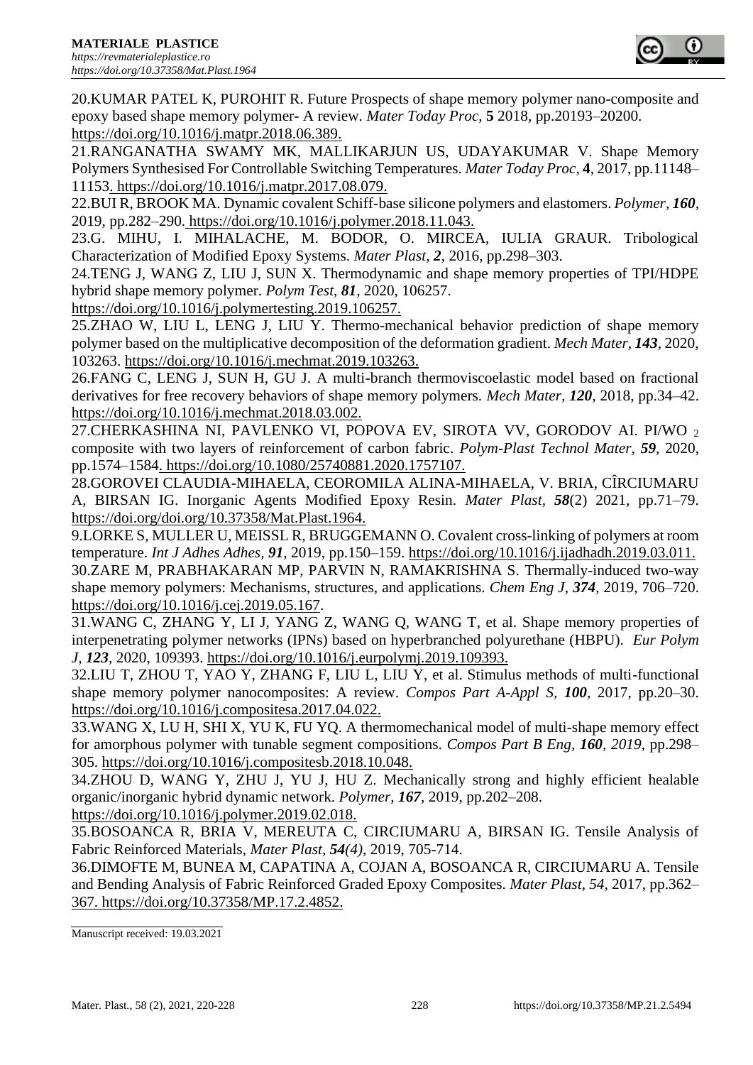20.KUMAR PATEL K, PUROHIT R. Future Prospects of shape memory polymer nano-composite and epoxy based shape memory polymer- A review. *Mater Today Proc*, **5** 2018, pp.20193–20200. https://doi.org/10.1016/j.matpr.2018.06.389.

21.RANGANATHA SWAMY MK, MALLIKARJUN US, UDAYAKUMAR V. Shape Memory Polymers Synthesised For Controllable Switching Temperatures. *Mater Today Proc*, **4**, 2017, pp.11148–11153. https://doi.org/10.1016/j.matpr.2017.08.079.

22.BUI R, BROOK MA. Dynamic covalent Schiff-base silicone polymers and elastomers. *Polymer*, ***160***, 2019, pp.282–290. https://doi.org/10.1016/j.polymer.2018.11.043.

23.G. MIHU, I. MIHALACHE, M. BODOR, O. MIRCEA, IULIA GRAUR. Tribological Characterization of Modified Epoxy Systems. *Mater Plast*, ***2***, 2016, pp.298–303.

24.TENG J, WANG Z, LIU J, SUN X. Thermodynamic and shape memory properties of TPI/HDPE hybrid shape memory polymer. *Polym Test*, ***81***, 2020, 106257. https://doi.org/10.1016/j.polymertesting.2019.106257.

25.ZHAO W, LIU L, LENG J, LIU Y. Thermo-mechanical behavior prediction of shape memory polymer based on the multiplicative decomposition of the deformation gradient. *Mech Mater*, ***143***, 2020, 103263. https://doi.org/10.1016/j.mechmat.2019.103263.

26.FANG C, LENG J, SUN H, GU J. A multi-branch thermoviscoelastic model based on fractional derivatives for free recovery behaviors of shape memory polymers. *Mech Mater*, ***120***, 2018, pp.34–42. https://doi.org/10.1016/j.mechmat.2018.03.002.

27.CHERKASHINA NI, PAVLENKO VI, POPOVA EV, SIROTA VV, GORODOV AI. PI/$WO_2$ composite with two layers of reinforcement of carbon fabric. *Polym-Plast Technol Mater*, ***59***, 2020, pp.1574–1584. https://doi.org/10.1080/25740881.2020.1757107.

28.GOROVEI CLAUDIA-MIHAELA, CEOROMILA ALINA-MIHAELA, V. BRIA, CÎRCIUMARU A, BIRSAN IG. Inorganic Agents Modified Epoxy Resin. *Mater Plast*, ***58***(2) 2021, pp.71–79. https://doi.org/doi.org/10.37358/Mat.Plast.1964.

9.LORKE S, MULLER U, MEISSL R, BRUGGEMANN O. Covalent cross-linking of polymers at room temperature. *Int J Adhes Adhes*, ***91***, 2019, pp.150–159. https://doi.org/10.1016/j.ijadhadh.2019.03.011.

30.ZARE M, PRABHAKARAN MP, PARVIN N, RAMAKRISHNA S. Thermally-induced two-way shape memory polymers: Mechanisms, structures, and applications. *Chem Eng J*, ***374***, 2019, 706–720. https://doi.org/10.1016/j.cej.2019.05.167.

31.WANG C, ZHANG Y, LI J, YANG Z, WANG Q, WANG T, et al. Shape memory properties of interpenetrating polymer networks (IPNs) based on hyperbranched polyurethane (HBPU). *Eur Polym J*, ***123***, 2020, 109393. https://doi.org/10.1016/j.eurpolymj.2019.109393.

32.LIU T, ZHOU T, YAO Y, ZHANG F, LIU L, LIU Y, et al. Stimulus methods of multi-functional shape memory polymer nanocomposites: A review. *Compos Part A-Appl S*, ***100***, 2017, pp.20–30. https://doi.org/10.1016/j.compositesa.2017.04.022.

33.WANG X, LU H, SHI X, YU K, FU YQ. A thermomechanical model of multi-shape memory effect for amorphous polymer with tunable segment compositions. *Compos Part B Eng*, ***160***, ***2019***, pp.298–305. https://doi.org/10.1016/j.compositesb.2018.10.048.

34.ZHOU D, WANG Y, ZHU J, YU J, HU Z. Mechanically strong and highly efficient healable organic/inorganic hybrid dynamic network. *Polymer*, ***167***, 2019, pp.202–208. https://doi.org/10.1016/j.polymer.2019.02.018.

35.BOSOANCA R, BRIA V, MEREUTA C, CIRCIUMARU A, BIRSAN IG. Tensile Analysis of Fabric Reinforced Materials, *Mater Plast*, ***54(4)***, 2019, 705-714.

36.DIMOFTE M, BUNEA M, CAPATINA A, COJAN A, BOSOANCA R, CIRCIUMARU A. Tensile and Bending Analysis of Fabric Reinforced Graded Epoxy Composites. *Mater Plast*, *54*, 2017, pp.362–367. https://doi.org/10.37358/MP.17.2.4852.

Manuscript received: 19.03.2021